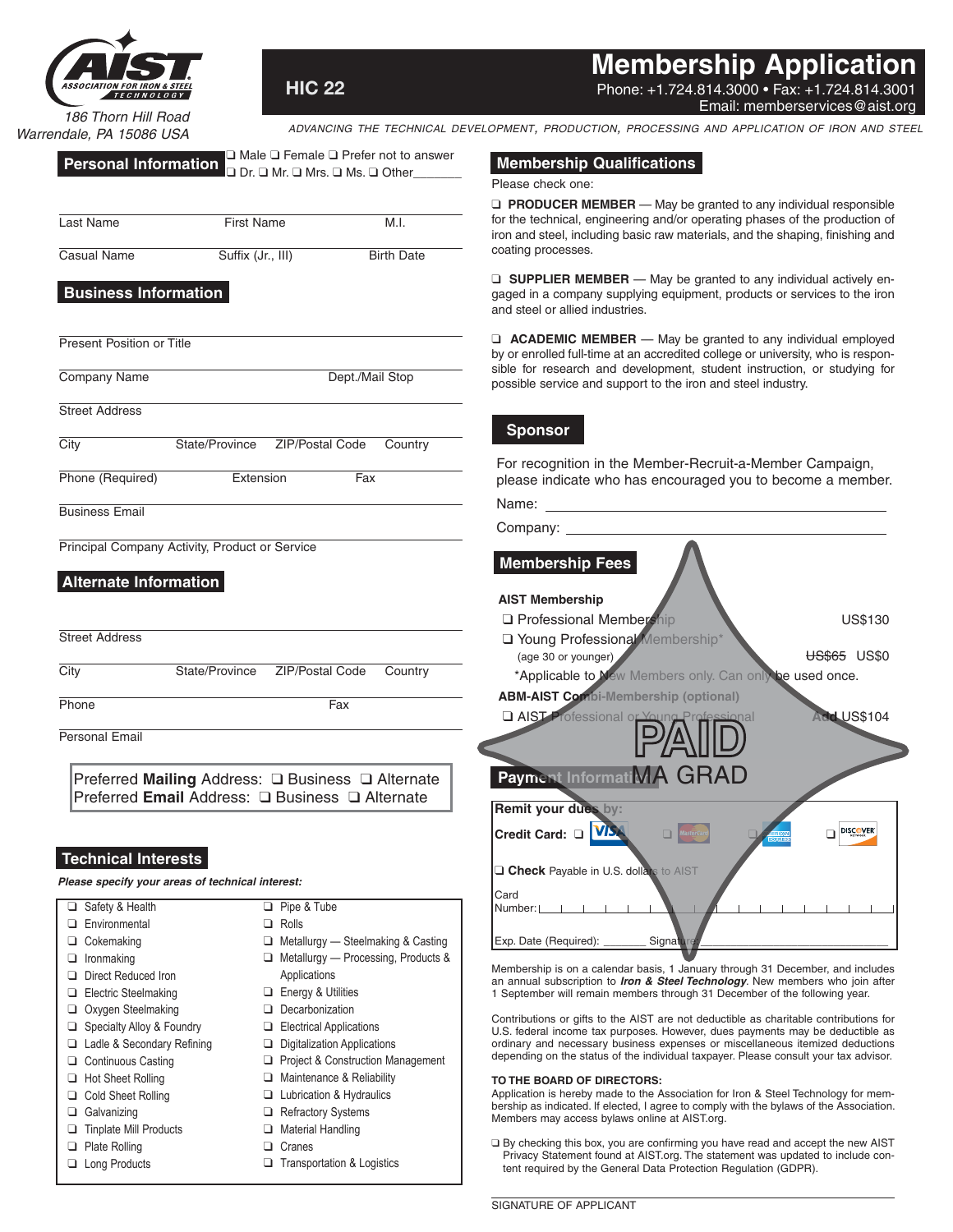AIST ASSOCIATION FOR IRON & STEEL TECHNOLOGY

186 Thorn Hill Road
Warrendale, PA 15086 USA

HIC 22

# Membership Application

Phone: +1.724.814.3000 • Fax: +1.724.814.3001
Email: memberservices@aist.org

*ADVANCING THE TECHNICAL DEVELOPMENT, PRODUCTION, PROCESSING AND APPLICATION OF IRON AND STEEL*

## Personal Information

❑ Male ❑ Female ❑ Prefer not to answer
❑ Dr. ❑ Mr. ❑ Mrs. ❑ Ms. ❑ Other_______

Last Name | First Name | M.I.

Casual Name | Suffix (Jr., III) | Birth Date

## Business Information

Present Position or Title

Company Name | Dept./Mail Stop

Street Address

City | State/Province | ZIP/Postal Code | Country

Phone (Required) | Extension | Fax

Business Email

Principal Company Activity, Product or Service

## Alternate Information

Street Address

City | State/Province | ZIP/Postal Code | Country

Phone | Fax

Personal Email

Preferred **Mailing** Address: ❑ Business ❑ Alternate
Preferred **Email** Address: ❑ Business ❑ Alternate

## Technical Interests

***Please specify your areas of technical interest:***

- ❑ Safety & Health
- ❑ Environmental
- ❑ Cokemaking
- ❑ Ironmaking
- ❑ Direct Reduced Iron
- ❑ Electric Steelmaking
- ❑ Oxygen Steelmaking
- ❑ Specialty Alloy & Foundry
- ❑ Ladle & Secondary Refining
- ❑ Continuous Casting
- ❑ Hot Sheet Rolling
- ❑ Cold Sheet Rolling
- ❑ Galvanizing
- ❑ Tinplate Mill Products
- ❑ Plate Rolling
- ❑ Long Products
- ❑ Pipe & Tube
- ❑ Rolls
- ❑ Metallurgy — Steelmaking & Casting
- ❑ Metallurgy — Processing, Products & Applications
- ❑ Energy & Utilities
- ❑ Decarbonization
- ❑ Electrical Applications
- ❑ Digitalization Applications
- ❑ Project & Construction Management
- ❑ Maintenance & Reliability
- ❑ Lubrication & Hydraulics
- ❑ Refractory Systems
- ❑ Material Handling
- ❑ Cranes
- ❑ Transportation & Logistics

## Membership Qualifications

Please check one:

❑ **PRODUCER MEMBER** — May be granted to any individual responsible for the technical, engineering and/or operating phases of the production of iron and steel, including basic raw materials, and the shaping, finishing and coating processes.

❑ **SUPPLIER MEMBER** — May be granted to any individual actively engaged in a company supplying equipment, products or services to the iron and steel or allied industries.

❑ **ACADEMIC MEMBER** — May be granted to any individual employed by or enrolled full-time at an accredited college or university, who is responsible for research and development, student instruction, or studying for possible service and support to the iron and steel industry.

## Sponsor

For recognition in the Member-Recruit-a-Member Campaign, please indicate who has encouraged you to become a member.

Name: ____________________

Company: ____________________

## Membership Fees

PAID
MA GRAD

**AIST Membership**

| | |
|---|---|
| ❑ Professional Membership | US$130 |
| ❑ Young Professional Membership* (age 30 or younger) | ~~US$65~~ US$0 |

*Applicable to New Members only. Can only be used once.

**ABM-AIST Combi-Membership (optional)**

| | |
|---|---|
| ❑ AIST Professional or Young Professional | Add US$104 |

## Payment Information

**Remit your dues by:**

**Credit Card:** ❑ VISA ❑ MasterCard ❑ American Express ❑ Discover

❑ **Check** Payable in U.S. dollars to AIST

Card Number: ____________________

Exp. Date (Required): _______ Signature ____________________

Membership is on a calendar basis, 1 January through 31 December, and includes an annual subscription to ***Iron & Steel Technology***. New members who join after 1 September will remain members through 31 December of the following year.

Contributions or gifts to the AIST are not deductible as charitable contributions for U.S. federal income tax purposes. However, dues payments may be deductible as ordinary and necessary business expenses or miscellaneous itemized deductions depending on the status of the individual taxpayer. Please consult your tax advisor.

**TO THE BOARD OF DIRECTORS:**
Application is hereby made to the Association for Iron & Steel Technology for membership as indicated. If elected, I agree to comply with the bylaws of the Association. Members may access bylaws online at AIST.org.

❑ By checking this box, you are confirming you have read and accept the new AIST Privacy Statement found at AIST.org. The statement was updated to include content required by the General Data Protection Regulation (GDPR).

SIGNATURE OF APPLICANT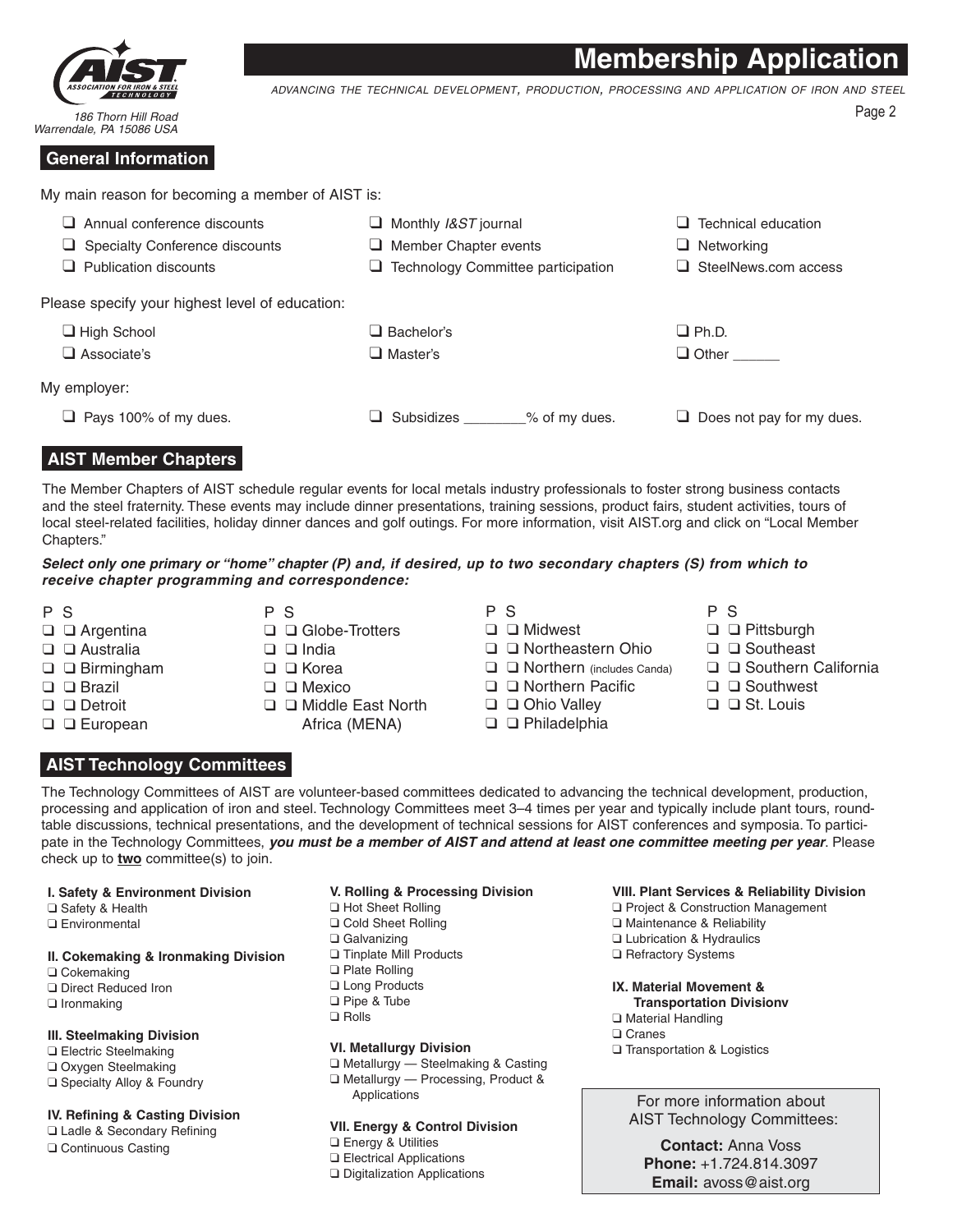# Membership Application

*ADVANCING THE TECHNICAL DEVELOPMENT, PRODUCTION, PROCESSING AND APPLICATION OF IRON AND STEEL*

AIST — ASSOCIATION FOR IRON & STEEL TECHNOLOGY
186 Thorn Hill Road
Warrendale, PA 15086 USA

## General Information

My main reason for becoming a member of AIST is:

- ❑ Annual conference discounts
- ❑ Specialty Conference discounts
- ❑ Publication discounts
- ❑ Monthly *I&ST* journal
- ❑ Member Chapter events
- ❑ Technology Committee participation
- ❑ Technical education
- ❑ Networking
- ❑ SteelNews.com access

Please specify your highest level of education:

- ❑ High School
- ❑ Associate's
- ❑ Bachelor's
- ❑ Master's
- ❑ Ph.D.
- ❑ Other ______

My employer:

- ❑ Pays 100% of my dues.
- ❑ Subsidizes ________% of my dues.
- ❑ Does not pay for my dues.

## AIST Member Chapters

The Member Chapters of AIST schedule regular events for local metals industry professionals to foster strong business contacts and the steel fraternity. These events may include dinner presentations, training sessions, product fairs, student activities, tours of local steel-related facilities, holiday dinner dances and golf outings. For more information, visit AIST.org and click on "Local Member Chapters."

***Select only one primary or "home" chapter (P) and, if desired, up to two secondary chapters (S) from which to receive chapter programming and correspondence:***

| P | S | Chapter |
|---|---|---|
| ❑ | ❑ | Argentina |
| ❑ | ❑ | Australia |
| ❑ | ❑ | Birmingham |
| ❑ | ❑ | Brazil |
| ❑ | ❑ | Detroit |
| ❑ | ❑ | European |
| ❑ | ❑ | Globe-Trotters |
| ❑ | ❑ | India |
| ❑ | ❑ | Korea |
| ❑ | ❑ | Mexico |
| ❑ | ❑ | Middle East North Africa (MENA) |
| ❑ | ❑ | Midwest |
| ❑ | ❑ | Northeastern Ohio |
| ❑ | ❑ | Northern (includes Canda) |
| ❑ | ❑ | Northern Pacific |
| ❑ | ❑ | Ohio Valley |
| ❑ | ❑ | Philadelphia |
| ❑ | ❑ | Pittsburgh |
| ❑ | ❑ | Southeast |
| ❑ | ❑ | Southern California |
| ❑ | ❑ | Southwest |
| ❑ | ❑ | St. Louis |

## AIST Technology Committees

The Technology Committees of AIST are volunteer-based committees dedicated to advancing the technical development, production, processing and application of iron and steel. Technology Committees meet 3–4 times per year and typically include plant tours, roundtable discussions, technical presentations, and the development of technical sessions for AIST conferences and symposia. To participate in the Technology Committees, ***you must be a member of AIST and attend at least one committee meeting per year***. Please check up to **two** committee(s) to join.

**I. Safety & Environment Division**
- ❑ Safety & Health
- ❑ Environmental

**II. Cokemaking & Ironmaking Division**
- ❑ Cokemaking
- ❑ Direct Reduced Iron
- ❑ Ironmaking

**III. Steelmaking Division**
- ❑ Electric Steelmaking
- ❑ Oxygen Steelmaking
- ❑ Specialty Alloy & Foundry

**IV. Refining & Casting Division**
- ❑ Ladle & Secondary Refining
- ❑ Continuous Casting

**V. Rolling & Processing Division**
- ❑ Hot Sheet Rolling
- ❑ Cold Sheet Rolling
- ❑ Galvanizing
- ❑ Tinplate Mill Products
- ❑ Plate Rolling
- ❑ Long Products
- ❑ Pipe & Tube
- ❑ Rolls

**VI. Metallurgy Division**
- ❑ Metallurgy — Steelmaking & Casting
- ❑ Metallurgy — Processing, Product & Applications

**VII. Energy & Control Division**
- ❑ Energy & Utilities
- ❑ Electrical Applications
- ❑ Digitalization Applications

**VIII. Plant Services & Reliability Division**
- ❑ Project & Construction Management
- ❑ Maintenance & Reliability
- ❑ Lubrication & Hydraulics
- ❑ Refractory Systems

**IX. Material Movement & Transportation Divisionv**
- ❑ Material Handling
- ❑ Cranes
- ❑ Transportation & Logistics

For more information about AIST Technology Committees:

**Contact:** Anna Voss
**Phone:** +1.724.814.3097
**Email:** avoss@aist.org